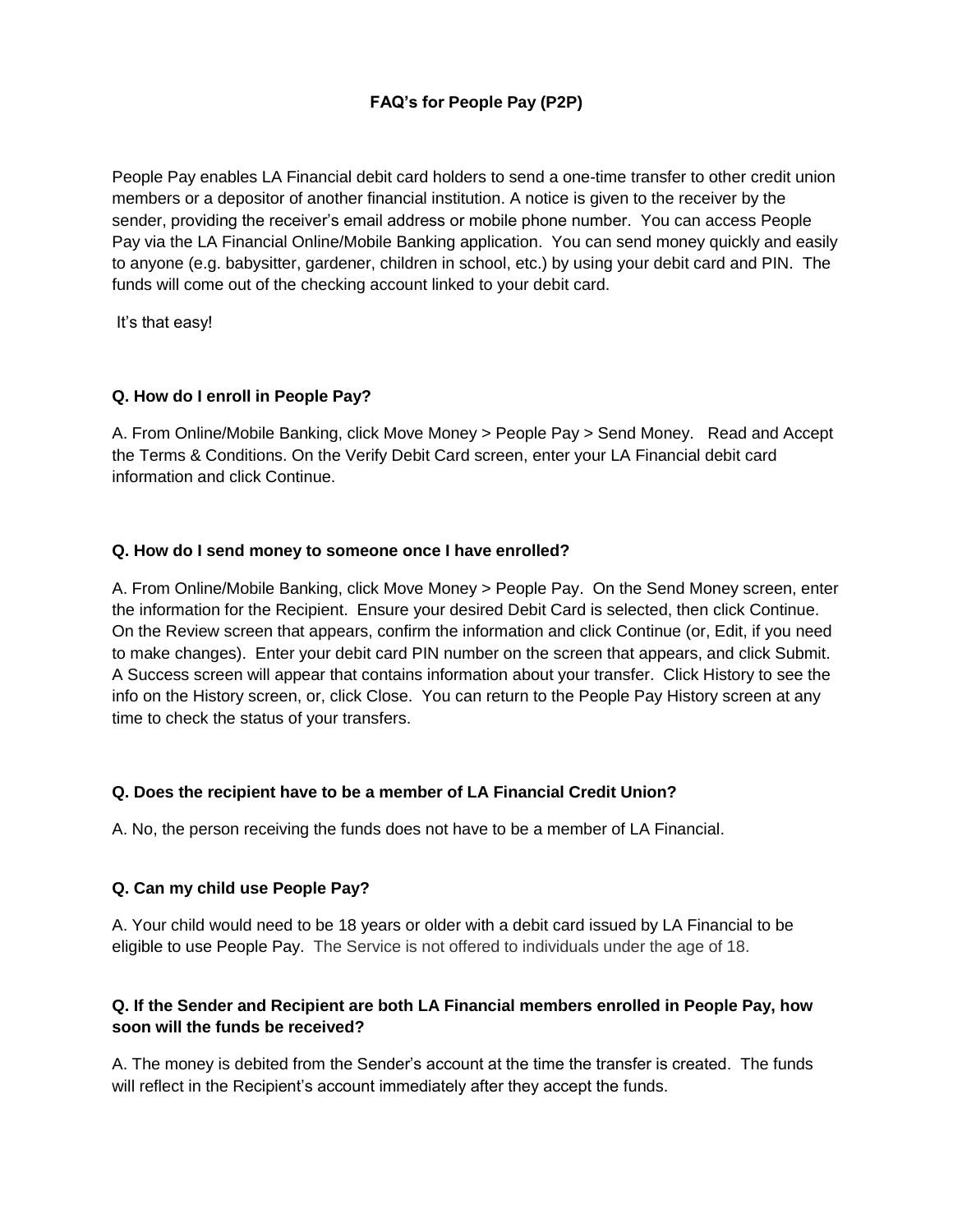# FAQ's for People Pay (P2P)

People Pay enables LA Financial debit card holders to send a one-time transfer to other credit union members or a depositor of another financial institution. A notice is given to the receiver by the sender, providing the receiver's email address or mobile phone number. You can access People Pay via the LA Financial Online/Mobile Banking application. You can send money quickly and easily to anyone (e.g. babysitter, gardener, children in school, etc.) by using your debit card and PIN. The funds will come out of the checking account linked to your debit card.

It's that easy!

**Q. How do I enroll in People Pay?**

A. From Online/Mobile Banking, click Move Money > People Pay > Send Money. Read and Accept the Terms & Conditions. On the Verify Debit Card screen, enter your LA Financial debit card information and click Continue.

**Q. How do I send money to someone once I have enrolled?**

A. From Online/Mobile Banking, click Move Money > People Pay. On the Send Money screen, enter the information for the Recipient. Ensure your desired Debit Card is selected, then click Continue. On the Review screen that appears, confirm the information and click Continue (or, Edit, if you need to make changes). Enter your debit card PIN number on the screen that appears, and click Submit. A Success screen will appear that contains information about your transfer. Click History to see the info on the History screen, or, click Close. You can return to the People Pay History screen at any time to check the status of your transfers.

**Q. Does the recipient have to be a member of LA Financial Credit Union?**

A. No, the person receiving the funds does not have to be a member of LA Financial.

**Q. Can my child use People Pay?**

A. Your child would need to be 18 years or older with a debit card issued by LA Financial to be eligible to use People Pay. The Service is not offered to individuals under the age of 18.

**Q. If the Sender and Recipient are both LA Financial members enrolled in People Pay, how soon will the funds be received?**

A. The money is debited from the Sender's account at the time the transfer is created. The funds will reflect in the Recipient's account immediately after they accept the funds.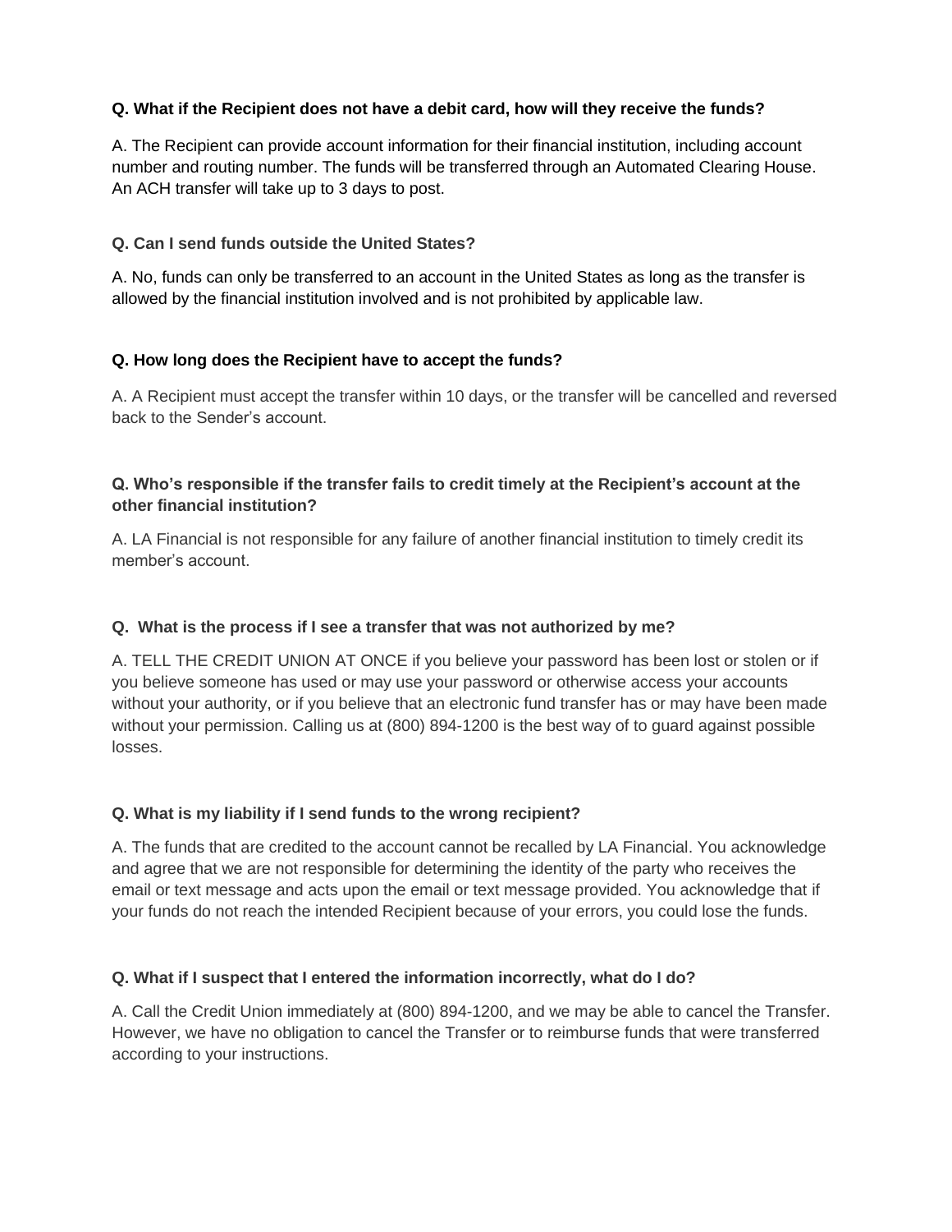**Q. What if the Recipient does not have a debit card, how will they receive the funds?**

A. The Recipient can provide account information for their financial institution, including account number and routing number. The funds will be transferred through an Automated Clearing House. An ACH transfer will take up to 3 days to post.

**Q. Can I send funds outside the United States?**

A. No, funds can only be transferred to an account in the United States as long as the transfer is allowed by the financial institution involved and is not prohibited by applicable law.

**Q. How long does the Recipient have to accept the funds?**

A. A Recipient must accept the transfer within 10 days, or the transfer will be cancelled and reversed back to the Sender's account.

**Q. Who's responsible if the transfer fails to credit timely at the Recipient's account at the other financial institution?**

A. LA Financial is not responsible for any failure of another financial institution to timely credit its member's account.

**Q. What is the process if I see a transfer that was not authorized by me?**

A. TELL THE CREDIT UNION AT ONCE if you believe your password has been lost or stolen or if you believe someone has used or may use your password or otherwise access your accounts without your authority, or if you believe that an electronic fund transfer has or may have been made without your permission. Calling us at (800) 894-1200 is the best way of to guard against possible losses.

**Q. What is my liability if I send funds to the wrong recipient?**

A. The funds that are credited to the account cannot be recalled by LA Financial. You acknowledge and agree that we are not responsible for determining the identity of the party who receives the email or text message and acts upon the email or text message provided. You acknowledge that if your funds do not reach the intended Recipient because of your errors, you could lose the funds.

**Q. What if I suspect that I entered the information incorrectly, what do I do?**

A. Call the Credit Union immediately at (800) 894-1200, and we may be able to cancel the Transfer. However, we have no obligation to cancel the Transfer or to reimburse funds that were transferred according to your instructions.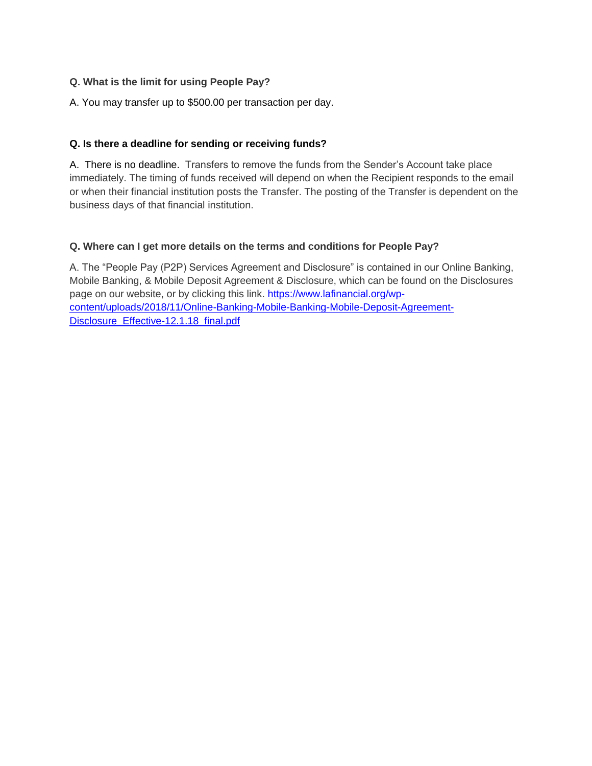**Q. What is the limit for using People Pay?**

A. You may transfer up to $500.00 per transaction per day.

**Q. Is there a deadline for sending or receiving funds?**

A. There is no deadline. Transfers to remove the funds from the Sender's Account take place immediately. The timing of funds received will depend on when the Recipient responds to the email or when their financial institution posts the Transfer. The posting of the Transfer is dependent on the business days of that financial institution.

**Q. Where can I get more details on the terms and conditions for People Pay?**

A. The "People Pay (P2P) Services Agreement and Disclosure" is contained in our Online Banking, Mobile Banking, & Mobile Deposit Agreement & Disclosure, which can be found on the Disclosures page on our website, or by clicking this link. [https://www.lafinancial.org/wp-content/uploads/2018/11/Online-Banking-Mobile-Banking-Mobile-Deposit-Agreement-Disclosure_Effective-12.1.18_final.pdf](https://www.lafinancial.org/wp-content/uploads/2018/11/Online-Banking-Mobile-Banking-Mobile-Deposit-Agreement-Disclosure_Effective-12.1.18_final.pdf)